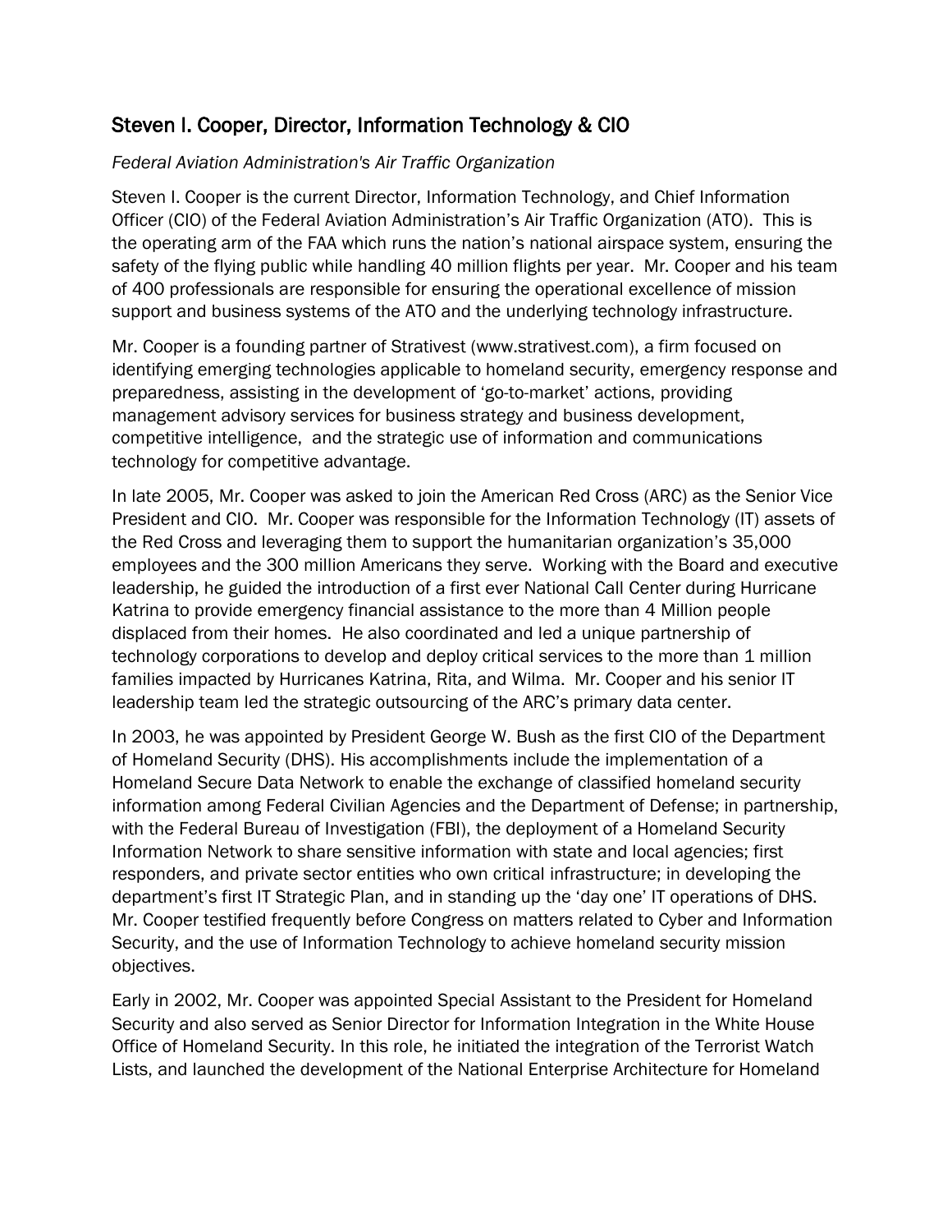## Steven I. Cooper, Director, Information Technology & CIO

*Federal Aviation Administration's Air Traffic Organization*

Steven I. Cooper is the current Director, Information Technology, and Chief Information Officer (CIO) of the Federal Aviation Administration's Air Traffic Organization (ATO). This is the operating arm of the FAA which runs the nation's national airspace system, ensuring the safety of the flying public while handling 40 million flights per year. Mr. Cooper and his team of 400 professionals are responsible for ensuring the operational excellence of mission support and business systems of the ATO and the underlying technology infrastructure.

Mr. Cooper is a founding partner of Strativest (www.strativest.com), a firm focused on identifying emerging technologies applicable to homeland security, emergency response and preparedness, assisting in the development of 'go-to-market' actions, providing management advisory services for business strategy and business development, competitive intelligence, and the strategic use of information and communications technology for competitive advantage.

In late 2005, Mr. Cooper was asked to join the American Red Cross (ARC) as the Senior Vice President and CIO. Mr. Cooper was responsible for the Information Technology (IT) assets of the Red Cross and leveraging them to support the humanitarian organization's 35,000 employees and the 300 million Americans they serve. Working with the Board and executive leadership, he guided the introduction of a first ever National Call Center during Hurricane Katrina to provide emergency financial assistance to the more than 4 Million people displaced from their homes. He also coordinated and led a unique partnership of technology corporations to develop and deploy critical services to the more than 1 million families impacted by Hurricanes Katrina, Rita, and Wilma. Mr. Cooper and his senior IT leadership team led the strategic outsourcing of the ARC's primary data center.

In 2003, he was appointed by President George W. Bush as the first CIO of the Department of Homeland Security (DHS). His accomplishments include the implementation of a Homeland Secure Data Network to enable the exchange of classified homeland security information among Federal Civilian Agencies and the Department of Defense; in partnership, with the Federal Bureau of Investigation (FBI), the deployment of a Homeland Security Information Network to share sensitive information with state and local agencies; first responders, and private sector entities who own critical infrastructure; in developing the department's first IT Strategic Plan, and in standing up the 'day one' IT operations of DHS. Mr. Cooper testified frequently before Congress on matters related to Cyber and Information Security, and the use of Information Technology to achieve homeland security mission objectives.

Early in 2002, Mr. Cooper was appointed Special Assistant to the President for Homeland Security and also served as Senior Director for Information Integration in the White House Office of Homeland Security. In this role, he initiated the integration of the Terrorist Watch Lists, and launched the development of the National Enterprise Architecture for Homeland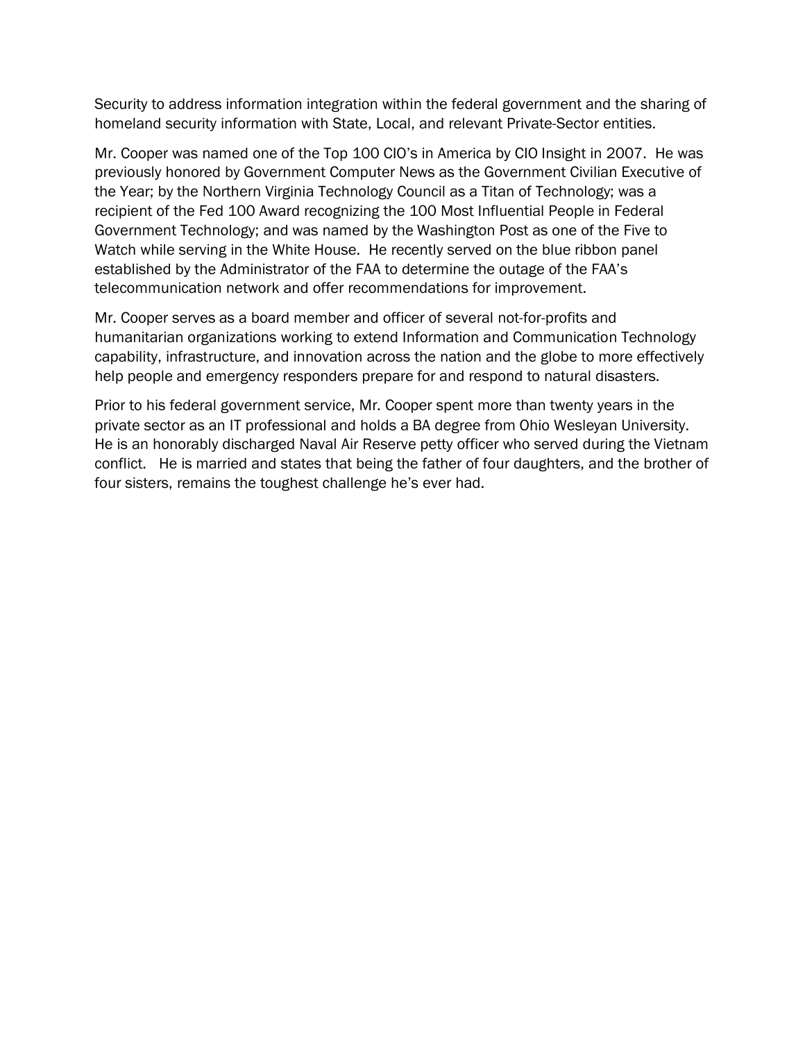Security to address information integration within the federal government and the sharing of homeland security information with State, Local, and relevant Private-Sector entities.

Mr. Cooper was named one of the Top 100 CIO's in America by CIO Insight in 2007. He was previously honored by Government Computer News as the Government Civilian Executive of the Year; by the Northern Virginia Technology Council as a Titan of Technology; was a recipient of the Fed 100 Award recognizing the 100 Most Influential People in Federal Government Technology; and was named by the Washington Post as one of the Five to Watch while serving in the White House. He recently served on the blue ribbon panel established by the Administrator of the FAA to determine the outage of the FAA's telecommunication network and offer recommendations for improvement.

Mr. Cooper serves as a board member and officer of several not-for-profits and humanitarian organizations working to extend Information and Communication Technology capability, infrastructure, and innovation across the nation and the globe to more effectively help people and emergency responders prepare for and respond to natural disasters.

Prior to his federal government service, Mr. Cooper spent more than twenty years in the private sector as an IT professional and holds a BA degree from Ohio Wesleyan University. He is an honorably discharged Naval Air Reserve petty officer who served during the Vietnam conflict. He is married and states that being the father of four daughters, and the brother of four sisters, remains the toughest challenge he's ever had.